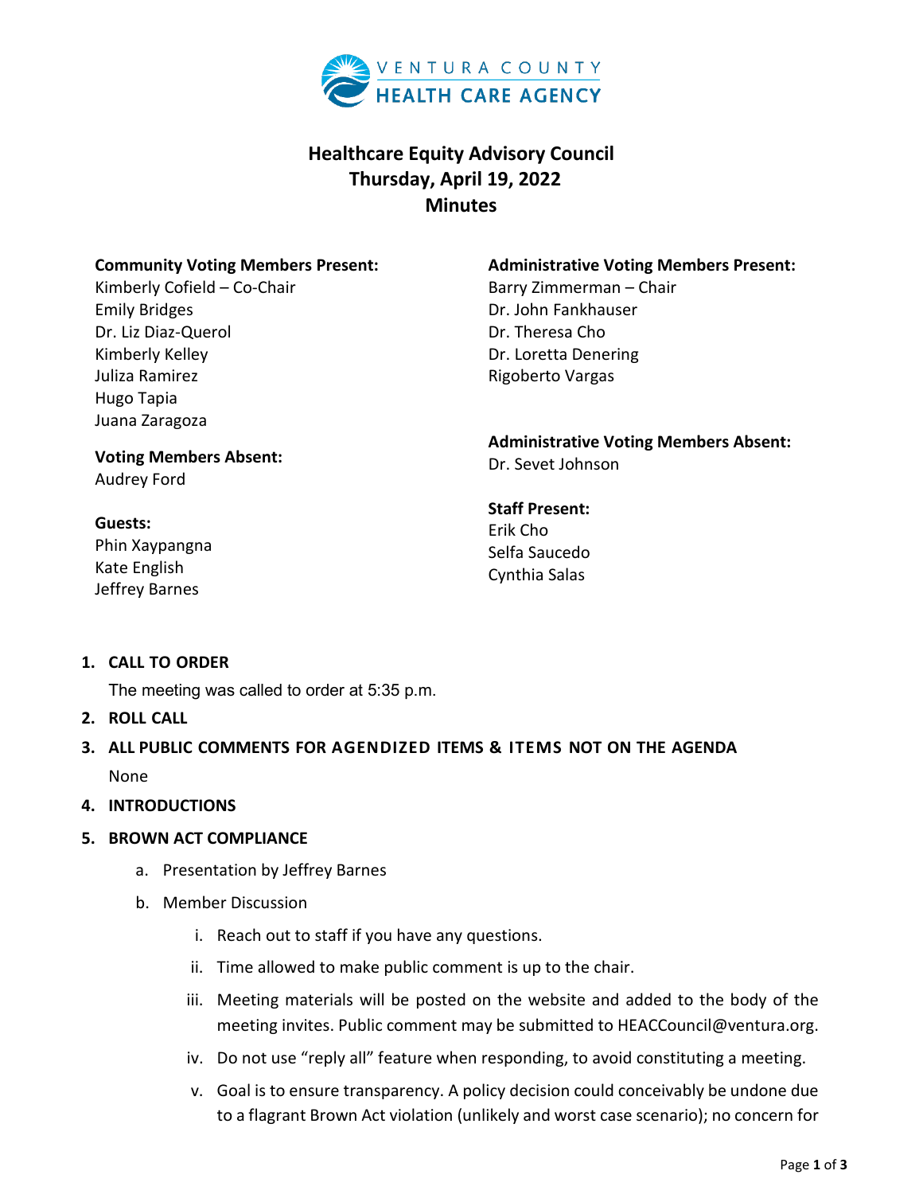VENTURA COUNTY
HEALTH CARE AGENCY

# Healthcare Equity Advisory Council
## Thursday, April 19, 2022
## Minutes

**Community Voting Members Present:**
Kimberly Cofield – Co-Chair
Emily Bridges
Dr. Liz Diaz-Querol
Kimberly Kelley
Juliza Ramirez
Hugo Tapia
Juana Zaragoza

**Voting Members Absent:**
Audrey Ford

**Guests:**
Phin Xaypangna
Kate English
Jeffrey Barnes

**Administrative Voting Members Present:**
Barry Zimmerman – Chair
Dr. John Fankhauser
Dr. Theresa Cho
Dr. Loretta Denering
Rigoberto Vargas

**Administrative Voting Members Absent:**
Dr. Sevet Johnson

**Staff Present:**
Erik Cho
Selfa Saucedo
Cynthia Salas

1. **CALL TO ORDER**

   The meeting was called to order at 5:35 p.m.

2. **ROLL CALL**

3. **ALL PUBLIC COMMENTS FOR AGENDIZED ITEMS & ITEMS NOT ON THE AGENDA**

   None

4. **INTRODUCTIONS**

5. **BROWN ACT COMPLIANCE**

   a. Presentation by Jeffrey Barnes

   b. Member Discussion

      i. Reach out to staff if you have any questions.

      ii. Time allowed to make public comment is up to the chair.

      iii. Meeting materials will be posted on the website and added to the body of the meeting invites. Public comment may be submitted to HEACCouncil@ventura.org.

      iv. Do not use "reply all" feature when responding, to avoid constituting a meeting.

      v. Goal is to ensure transparency. A policy decision could conceivably be undone due to a flagrant Brown Act violation (unlikely and worst case scenario); no concern for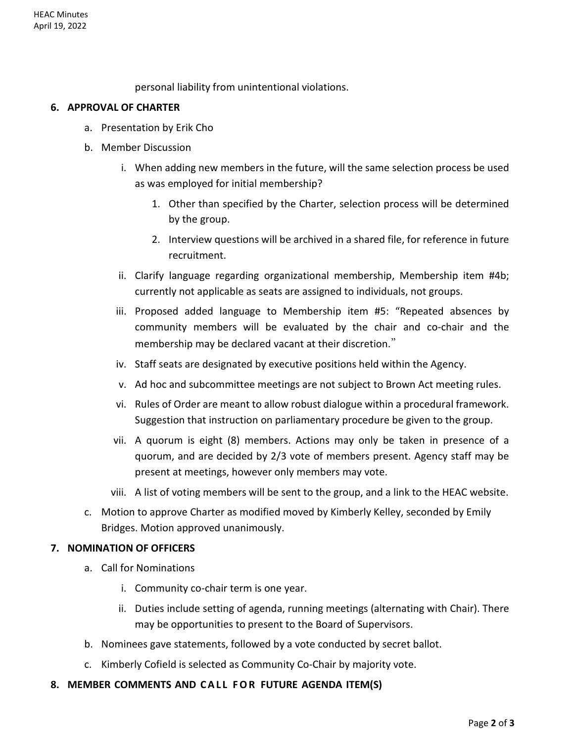personal liability from unintentional violations.

**6. APPROVAL OF CHARTER**

a. Presentation by Erik Cho

b. Member Discussion

   i. When adding new members in the future, will the same selection process be used as was employed for initial membership?

      1. Other than specified by the Charter, selection process will be determined by the group.

      2. Interview questions will be archived in a shared file, for reference in future recruitment.

   ii. Clarify language regarding organizational membership, Membership item #4b; currently not applicable as seats are assigned to individuals, not groups.

   iii. Proposed added language to Membership item #5: "Repeated absences by community members will be evaluated by the chair and co-chair and the membership may be declared vacant at their discretion."

   iv. Staff seats are designated by executive positions held within the Agency.

   v. Ad hoc and subcommittee meetings are not subject to Brown Act meeting rules.

   vi. Rules of Order are meant to allow robust dialogue within a procedural framework. Suggestion that instruction on parliamentary procedure be given to the group.

   vii. A quorum is eight (8) members. Actions may only be taken in presence of a quorum, and are decided by 2/3 vote of members present. Agency staff may be present at meetings, however only members may vote.

   viii. A list of voting members will be sent to the group, and a link to the HEAC website.

c. Motion to approve Charter as modified moved by Kimberly Kelley, seconded by Emily Bridges. Motion approved unanimously.

**7. NOMINATION OF OFFICERS**

a. Call for Nominations

   i. Community co-chair term is one year.

   ii. Duties include setting of agenda, running meetings (alternating with Chair). There may be opportunities to present to the Board of Supervisors.

b. Nominees gave statements, followed by a vote conducted by secret ballot.

c. Kimberly Cofield is selected as Community Co-Chair by majority vote.

**8. MEMBER COMMENTS AND CALL FOR FUTURE AGENDA ITEM(S)**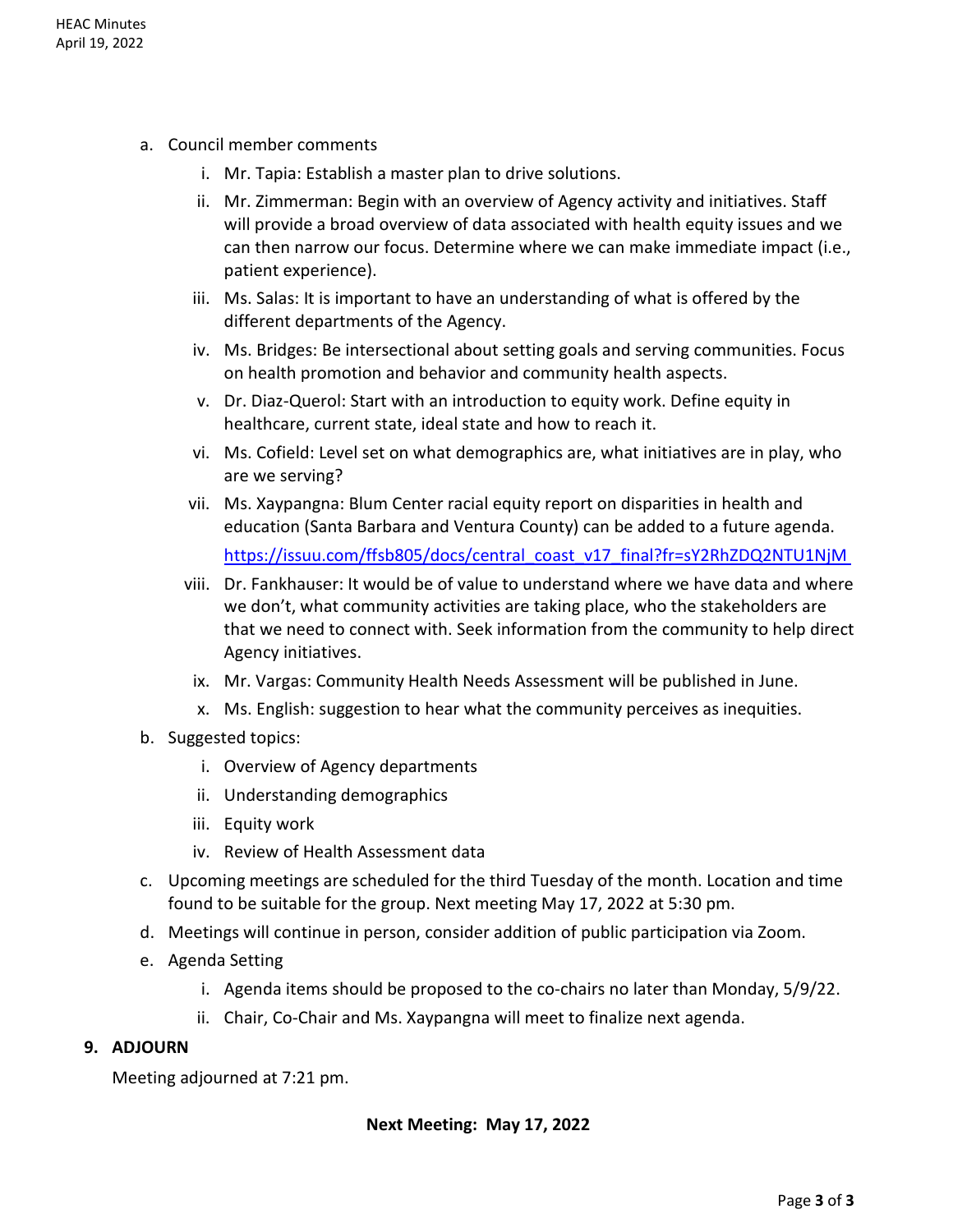a. Council member comments
   i. Mr. Tapia: Establish a master plan to drive solutions.
   ii. Mr. Zimmerman: Begin with an overview of Agency activity and initiatives. Staff will provide a broad overview of data associated with health equity issues and we can then narrow our focus. Determine where we can make immediate impact (i.e., patient experience).
   iii. Ms. Salas: It is important to have an understanding of what is offered by the different departments of the Agency.
   iv. Ms. Bridges: Be intersectional about setting goals and serving communities. Focus on health promotion and behavior and community health aspects.
   v. Dr. Diaz-Querol: Start with an introduction to equity work. Define equity in healthcare, current state, ideal state and how to reach it.
   vi. Ms. Cofield: Level set on what demographics are, what initiatives are in play, who are we serving?
   vii. Ms. Xaypangna: Blum Center racial equity report on disparities in health and education (Santa Barbara and Ventura County) can be added to a future agenda. https://issuu.com/ffsb805/docs/central_coast_v17_final?fr=sY2RhZDQ2NTU1NjM
   viii. Dr. Fankhauser: It would be of value to understand where we have data and where we don't, what community activities are taking place, who the stakeholders are that we need to connect with. Seek information from the community to help direct Agency initiatives.
   ix. Mr. Vargas: Community Health Needs Assessment will be published in June.
   x. Ms. English: suggestion to hear what the community perceives as inequities.

b. Suggested topics:
   i. Overview of Agency departments
   ii. Understanding demographics
   iii. Equity work
   iv. Review of Health Assessment data

c. Upcoming meetings are scheduled for the third Tuesday of the month. Location and time found to be suitable for the group. Next meeting May 17, 2022 at 5:30 pm.

d. Meetings will continue in person, consider addition of public participation via Zoom.

e. Agenda Setting
   i. Agenda items should be proposed to the co-chairs no later than Monday, 5/9/22.
   ii. Chair, Co-Chair and Ms. Xaypangna will meet to finalize next agenda.

**9. ADJOURN**

Meeting adjourned at 7:21 pm.

**Next Meeting: May 17, 2022**